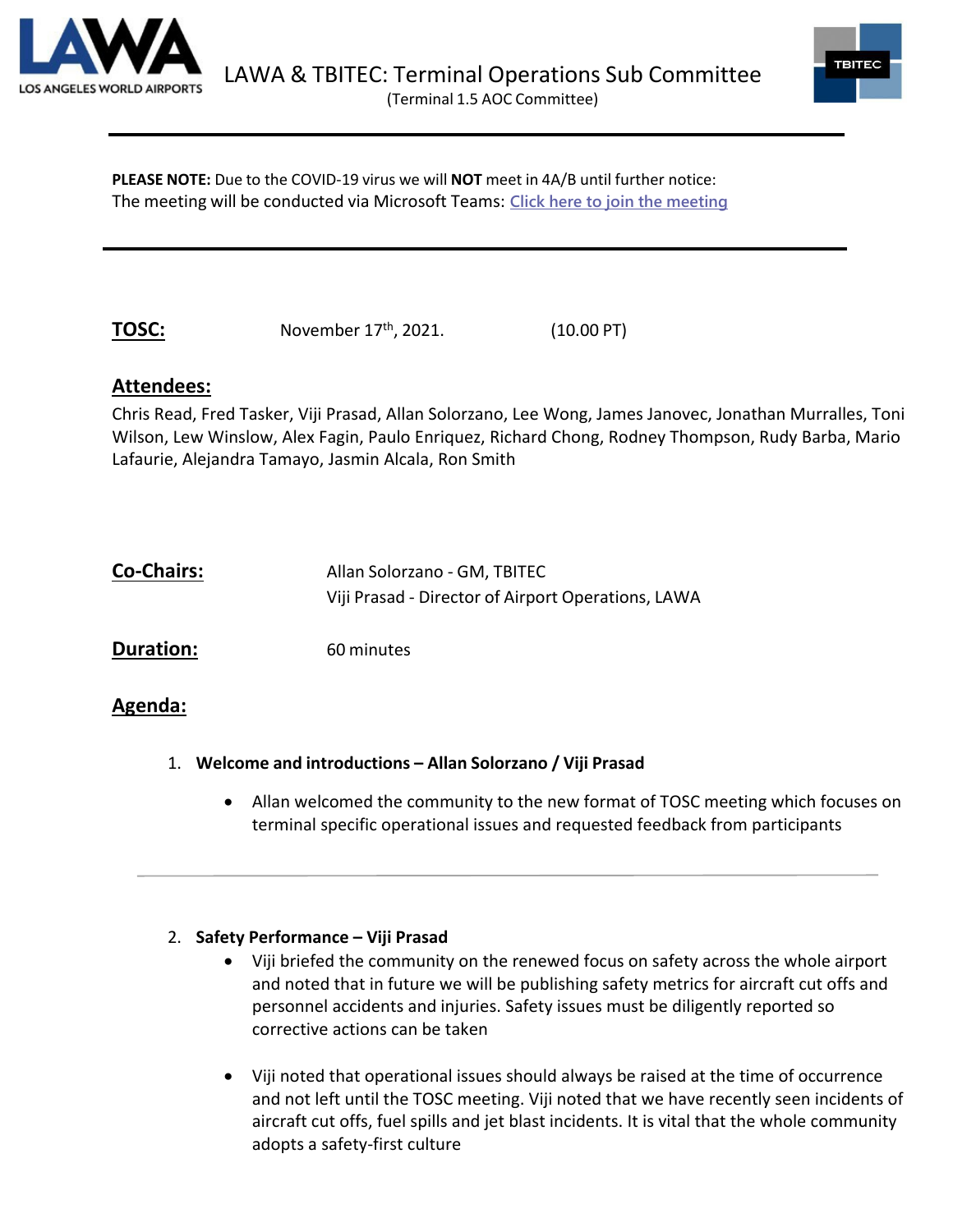# LAWA & TBITEC: Terminal Operations Sub Committee

(Terminal 1.5 AOC Committee)

---

**PLEASE NOTE:** Due to the COVID-19 virus we will **NOT** meet in 4A/B until further notice:
The meeting will be conducted via Microsoft Teams: Click here to join the meeting

---

**TOSC:** November 17th, 2021. (10.00 PT)

## Attendees:

Chris Read, Fred Tasker, Viji Prasad, Allan Solorzano, Lee Wong, James Janovec, Jonathan Murralles, Toni Wilson, Lew Winslow, Alex Fagin, Paulo Enriquez, Richard Chong, Rodney Thompson, Rudy Barba, Mario Lafaurie, Alejandra Tamayo, Jasmin Alcala, Ron Smith

**Co-Chairs:** Allan Solorzano - GM, TBITEC
Viji Prasad - Director of Airport Operations, LAWA

**Duration:** 60 minutes

## Agenda:

1. **Welcome and introductions – Allan Solorzano / Viji Prasad**

   - Allan welcomed the community to the new format of TOSC meeting which focuses on terminal specific operational issues and requested feedback from participants

---

2. **Safety Performance – Viji Prasad**

   - Viji briefed the community on the renewed focus on safety across the whole airport and noted that in future we will be publishing safety metrics for aircraft cut offs and personnel accidents and injuries. Safety issues must be diligently reported so corrective actions can be taken

   - Viji noted that operational issues should always be raised at the time of occurrence and not left until the TOSC meeting. Viji noted that we have recently seen incidents of aircraft cut offs, fuel spills and jet blast incidents. It is vital that the whole community adopts a safety-first culture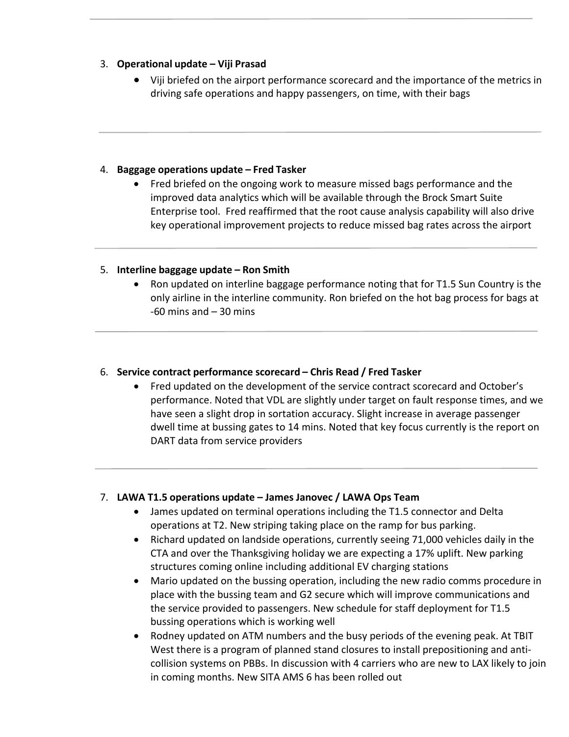3. **Operational update – Viji Prasad**
    - Viji briefed on the airport performance scorecard and the importance of the metrics in driving safe operations and happy passengers, on time, with their bags

---

4. **Baggage operations update – Fred Tasker**
    - Fred briefed on the ongoing work to measure missed bags performance and the improved data analytics which will be available through the Brock Smart Suite Enterprise tool. Fred reaffirmed that the root cause analysis capability will also drive key operational improvement projects to reduce missed bag rates across the airport

---

5. **Interline baggage update – Ron Smith**
    - Ron updated on interline baggage performance noting that for T1.5 Sun Country is the only airline in the interline community. Ron briefed on the hot bag process for bags at -60 mins and – 30 mins

---

6. **Service contract performance scorecard – Chris Read / Fred Tasker**
    - Fred updated on the development of the service contract scorecard and October's performance. Noted that VDL are slightly under target on fault response times, and we have seen a slight drop in sortation accuracy. Slight increase in average passenger dwell time at bussing gates to 14 mins. Noted that key focus currently is the report on DART data from service providers

---

7. **LAWA T1.5 operations update – James Janovec / LAWA Ops Team**
    - James updated on terminal operations including the T1.5 connector and Delta operations at T2. New striping taking place on the ramp for bus parking.
    - Richard updated on landside operations, currently seeing 71,000 vehicles daily in the CTA and over the Thanksgiving holiday we are expecting a 17% uplift. New parking structures coming online including additional EV charging stations
    - Mario updated on the bussing operation, including the new radio comms procedure in place with the bussing team and G2 secure which will improve communications and the service provided to passengers. New schedule for staff deployment for T1.5 bussing operations which is working well
    - Rodney updated on ATM numbers and the busy periods of the evening peak. At TBIT West there is a program of planned stand closures to install prepositioning and anti-collision systems on PBBs. In discussion with 4 carriers who are new to LAX likely to join in coming months. New SITA AMS 6 has been rolled out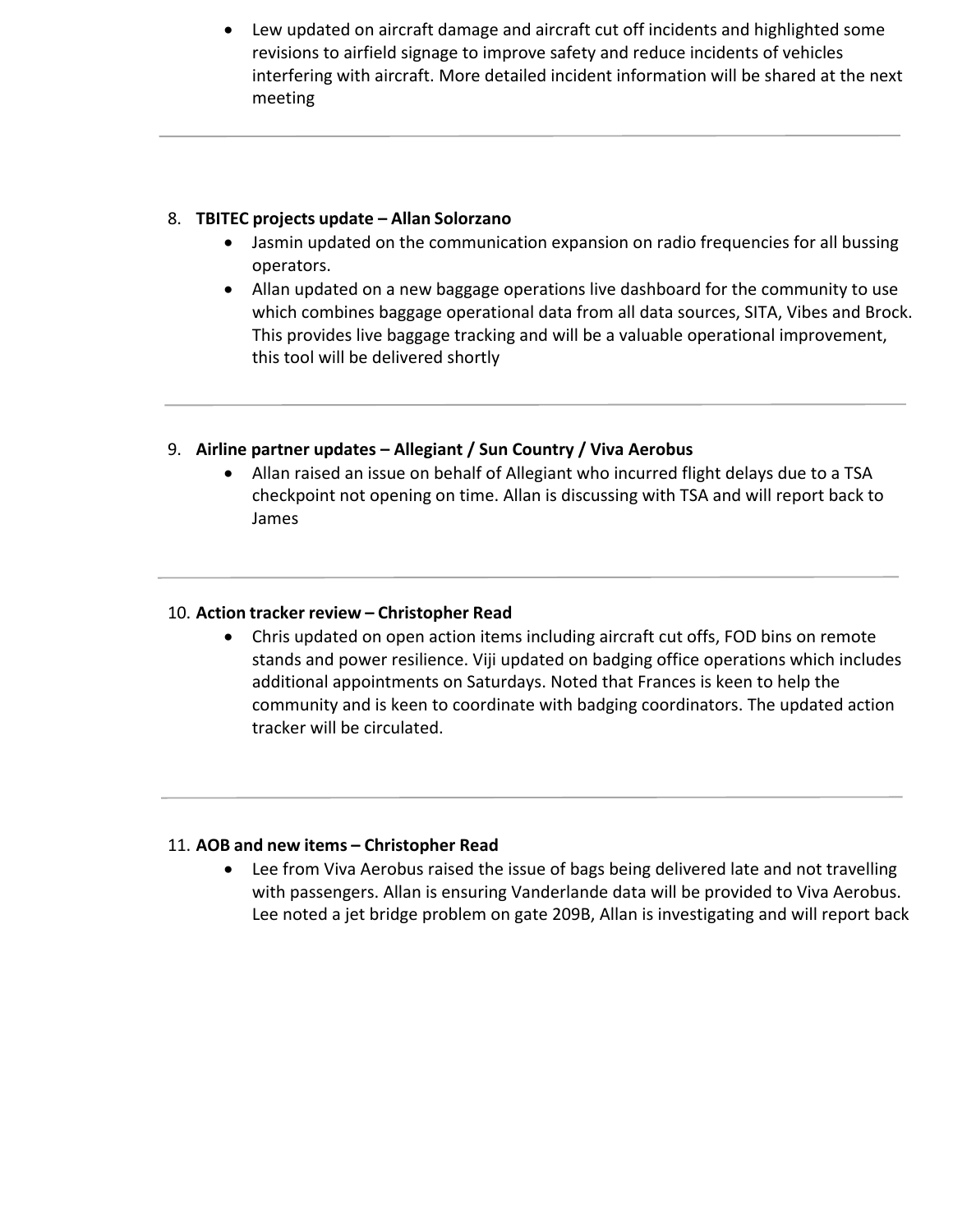- Lew updated on aircraft damage and aircraft cut off incidents and highlighted some revisions to airfield signage to improve safety and reduce incidents of vehicles interfering with aircraft. More detailed incident information will be shared at the next meeting

---

8. **TBITEC projects update – Allan Solorzano**
   - Jasmin updated on the communication expansion on radio frequencies for all bussing operators.
   - Allan updated on a new baggage operations live dashboard for the community to use which combines baggage operational data from all data sources, SITA, Vibes and Brock. This provides live baggage tracking and will be a valuable operational improvement, this tool will be delivered shortly

---

9. **Airline partner updates – Allegiant / Sun Country / Viva Aerobus**
   - Allan raised an issue on behalf of Allegiant who incurred flight delays due to a TSA checkpoint not opening on time. Allan is discussing with TSA and will report back to James

---

10. **Action tracker review – Christopher Read**
    - Chris updated on open action items including aircraft cut offs, FOD bins on remote stands and power resilience. Viji updated on badging office operations which includes additional appointments on Saturdays. Noted that Frances is keen to help the community and is keen to coordinate with badging coordinators. The updated action tracker will be circulated.

---

11. **AOB and new items – Christopher Read**
    - Lee from Viva Aerobus raised the issue of bags being delivered late and not travelling with passengers. Allan is ensuring Vanderlande data will be provided to Viva Aerobus. Lee noted a jet bridge problem on gate 209B, Allan is investigating and will report back